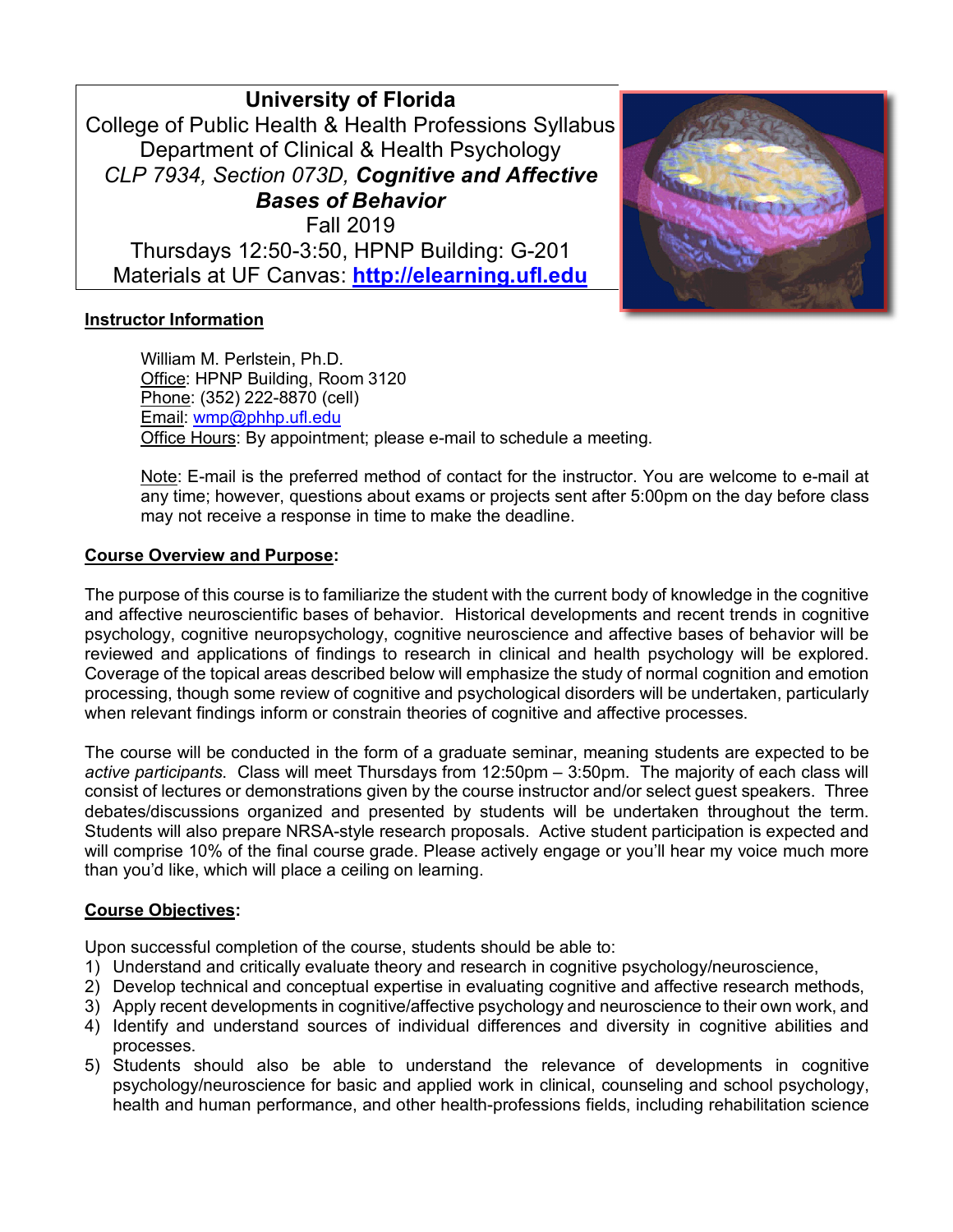# University of Florida

College of Public Health & Health Professions Syllabus
Department of Clinical & Health Psychology
*CLP 7934, Section 073D,* ***Cognitive and Affective Bases of Behavior***
Fall 2019
Thursdays 12:50-3:50, HPNP Building: G-201
Materials at UF Canvas: **http://elearning.ufl.edu**

## Instructor Information

William M. Perlstein, Ph.D.
Office: HPNP Building, Room 3120
Phone: (352) 222-8870 (cell)
Email: wmp@phhp.ufl.edu
Office Hours: By appointment; please e-mail to schedule a meeting.

Note: E-mail is the preferred method of contact for the instructor. You are welcome to e-mail at any time; however, questions about exams or projects sent after 5:00pm on the day before class may not receive a response in time to make the deadline.

## Course Overview and Purpose:

The purpose of this course is to familiarize the student with the current body of knowledge in the cognitive and affective neuroscientific bases of behavior. Historical developments and recent trends in cognitive psychology, cognitive neuropsychology, cognitive neuroscience and affective bases of behavior will be reviewed and applications of findings to research in clinical and health psychology will be explored. Coverage of the topical areas described below will emphasize the study of normal cognition and emotion processing, though some review of cognitive and psychological disorders will be undertaken, particularly when relevant findings inform or constrain theories of cognitive and affective processes.

The course will be conducted in the form of a graduate seminar, meaning students are expected to be *active participants*. Class will meet Thursdays from 12:50pm – 3:50pm. The majority of each class will consist of lectures or demonstrations given by the course instructor and/or select guest speakers. Three debates/discussions organized and presented by students will be undertaken throughout the term. Students will also prepare NRSA-style research proposals. Active student participation is expected and will comprise 10% of the final course grade. Please actively engage or you'll hear my voice much more than you'd like, which will place a ceiling on learning.

## Course Objectives:

Upon successful completion of the course, students should be able to:

1) Understand and critically evaluate theory and research in cognitive psychology/neuroscience,
2) Develop technical and conceptual expertise in evaluating cognitive and affective research methods,
3) Apply recent developments in cognitive/affective psychology and neuroscience to their own work, and
4) Identify and understand sources of individual differences and diversity in cognitive abilities and processes.
5) Students should also be able to understand the relevance of developments in cognitive psychology/neuroscience for basic and applied work in clinical, counseling and school psychology, health and human performance, and other health-professions fields, including rehabilitation science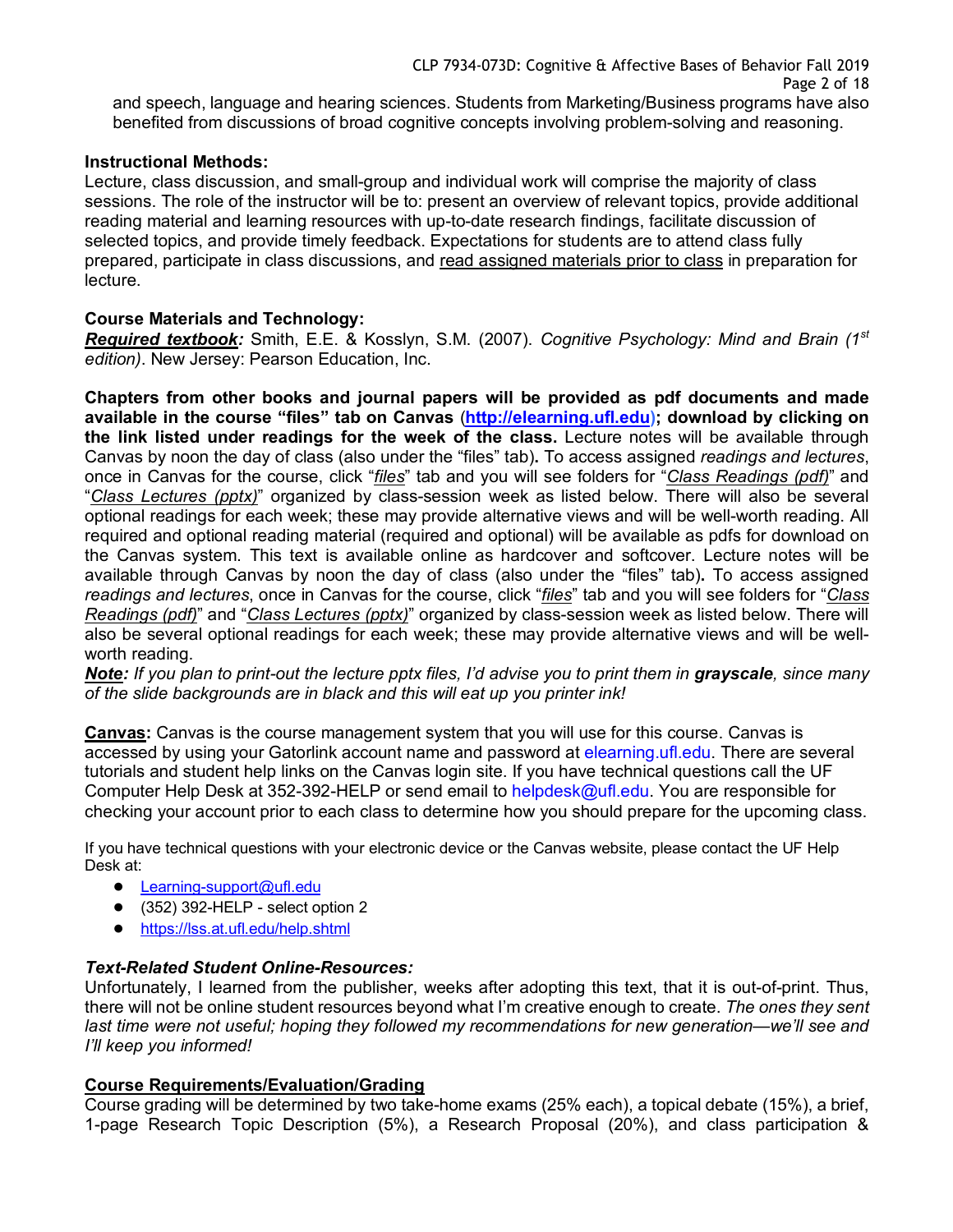and speech, language and hearing sciences. Students from Marketing/Business programs have also benefited from discussions of broad cognitive concepts involving problem-solving and reasoning.

**Instructional Methods:**
Lecture, class discussion, and small-group and individual work will comprise the majority of class sessions. The role of the instructor will be to: present an overview of relevant topics, provide additional reading material and learning resources with up-to-date research findings, facilitate discussion of selected topics, and provide timely feedback. Expectations for students are to attend class fully prepared, participate in class discussions, and read assigned materials prior to class in preparation for lecture.

**Course Materials and Technology:**
***Required textbook:*** Smith, E.E. & Kosslyn, S.M. (2007). *Cognitive Psychology: Mind and Brain (1st edition)*. New Jersey: Pearson Education, Inc.

**Chapters from other books and journal papers will be provided as pdf documents and made available in the course "files" tab on Canvas (http://elearning.ufl.edu); download by clicking on the link listed under readings for the week of the class.** Lecture notes will be available through Canvas by noon the day of class (also under the "files" tab)**.** To access assigned *readings and lectures*, once in Canvas for the course, click "*files*" tab and you will see folders for "*Class Readings (pdf)*" and "*Class Lectures (pptx)*" organized by class-session week as listed below. There will also be several optional readings for each week; these may provide alternative views and will be well-worth reading. All required and optional reading material (required and optional) will be available as pdfs for download on the Canvas system. This text is available online as hardcover and softcover. Lecture notes will be available through Canvas by noon the day of class (also under the "files" tab)**.** To access assigned *readings and lectures*, once in Canvas for the course, click "*files*" tab and you will see folders for "*Class Readings (pdf)*" and "*Class Lectures (pptx)*" organized by class-session week as listed below. There will also be several optional readings for each week; these may provide alternative views and will be well-worth reading.
***Note:*** *If you plan to print-out the lecture pptx files, I'd advise you to print them in* ***grayscale****, since many of the slide backgrounds are in black and this will eat up you printer ink!*

**Canvas:** Canvas is the course management system that you will use for this course. Canvas is accessed by using your Gatorlink account name and password at elearning.ufl.edu. There are several tutorials and student help links on the Canvas login site. If you have technical questions call the UF Computer Help Desk at 352-392-HELP or send email to helpdesk@ufl.edu. You are responsible for checking your account prior to each class to determine how you should prepare for the upcoming class.

If you have technical questions with your electronic device or the Canvas website, please contact the UF Help Desk at:

- Learning-support@ufl.edu
- (352) 392-HELP - select option 2
- https://lss.at.ufl.edu/help.shtml

***Text-Related Student Online-Resources:***
Unfortunately, I learned from the publisher, weeks after adopting this text, that it is out-of-print. Thus, there will not be online student resources beyond what I'm creative enough to create. *The ones they sent last time were not useful; hoping they followed my recommendations for new generation—we'll see and I'll keep you informed!*

**Course Requirements/Evaluation/Grading**
Course grading will be determined by two take-home exams (25% each), a topical debate (15%), a brief, 1-page Research Topic Description (5%), a Research Proposal (20%), and class participation &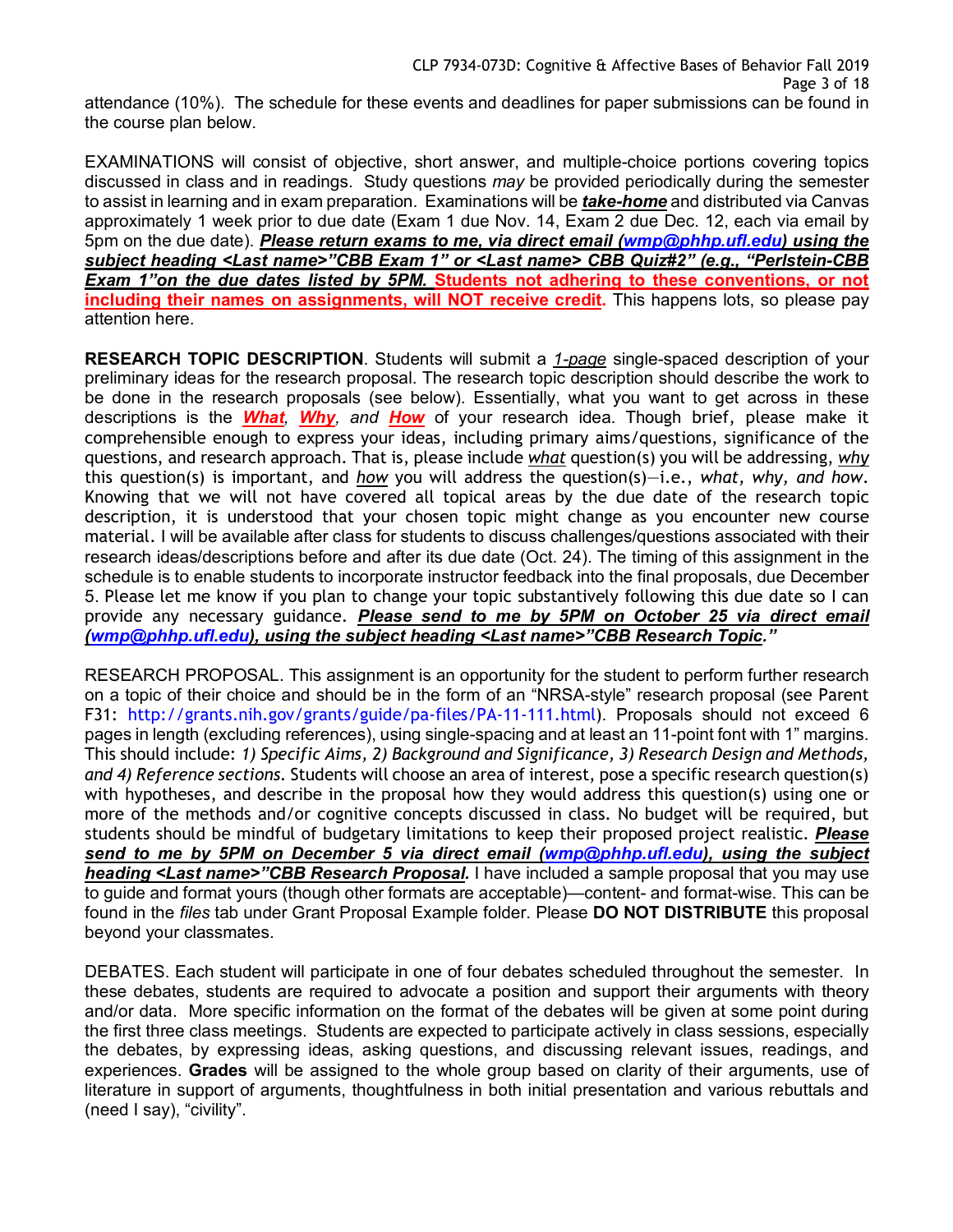attendance (10%). The schedule for these events and deadlines for paper submissions can be found in the course plan below.

EXAMINATIONS will consist of objective, short answer, and multiple-choice portions covering topics discussed in class and in readings. Study questions *may* be provided periodically during the semester to assist in learning and in exam preparation. Examinations will be ***take-home*** and distributed via Canvas approximately 1 week prior to due date (Exam 1 due Nov. 14, Exam 2 due Dec. 12, each via email by 5pm on the due date). ***Please return exams to me, via direct email (wmp@phhp.ufl.edu) using the subject heading <Last name>"CBB Exam 1" or <Last name> CBB Quiz#2" (e.g., "Perlstein-CBB Exam 1"on the due dates listed by 5PM.*** **Students not adhering to these conventions, or not including their names on assignments, will NOT receive credit**. This happens lots, so please pay attention here.

**RESEARCH TOPIC DESCRIPTION**. Students will submit a *1-page* single-spaced description of your preliminary ideas for the research proposal. The research topic description should describe the work to be done in the research proposals (see below). Essentially, what you want to get across in these descriptions is the ***What***, ***Why***, and ***How*** of your research idea. Though brief, please make it comprehensible enough to express your ideas, including primary aims/questions, significance of the questions, and research approach. That is, please include *what* question(s) you will be addressing, *why* this question(s) is important, and *how* you will address the question(s)—i.e., *what, why, and how*. Knowing that we will not have covered all topical areas by the due date of the research topic description, it is understood that your chosen topic might change as you encounter new course material. I will be available after class for students to discuss challenges/questions associated with their research ideas/descriptions before and after its due date (Oct. 24). The timing of this assignment in the schedule is to enable students to incorporate instructor feedback into the final proposals, due December 5. Please let me know if you plan to change your topic substantively following this due date so I can provide any necessary guidance. ***Please send to me by 5PM on October 25 via direct email (wmp@phhp.ufl.edu), using the subject heading <Last name>"CBB Research Topic."***

RESEARCH PROPOSAL. This assignment is an opportunity for the student to perform further research on a topic of their choice and should be in the form of an "NRSA-style" research proposal (see Parent F31: http://grants.nih.gov/grants/guide/pa-files/PA-11-111.html). Proposals should not exceed 6 pages in length (excluding references), using single-spacing and at least an 11-point font with 1" margins. This should include: *1) Specific Aims, 2) Background and Significance, 3) Research Design and Methods, and 4) Reference sections.* Students will choose an area of interest, pose a specific research question(s) with hypotheses, and describe in the proposal how they would address this question(s) using one or more of the methods and/or cognitive concepts discussed in class. No budget will be required, but students should be mindful of budgetary limitations to keep their proposed project realistic. ***Please send to me by 5PM on December 5 via direct email (wmp@phhp.ufl.edu), using the subject heading <Last name>"CBB Research Proposal.*** I have included a sample proposal that you may use to guide and format yours (though other formats are acceptable)—content- and format-wise. This can be found in the *files* tab under Grant Proposal Example folder. Please **DO NOT DISTRIBUTE** this proposal beyond your classmates.

DEBATES. Each student will participate in one of four debates scheduled throughout the semester. In these debates, students are required to advocate a position and support their arguments with theory and/or data. More specific information on the format of the debates will be given at some point during the first three class meetings. Students are expected to participate actively in class sessions, especially the debates, by expressing ideas, asking questions, and discussing relevant issues, readings, and experiences. **Grades** will be assigned to the whole group based on clarity of their arguments, use of literature in support of arguments, thoughtfulness in both initial presentation and various rebuttals and (need I say), "civility".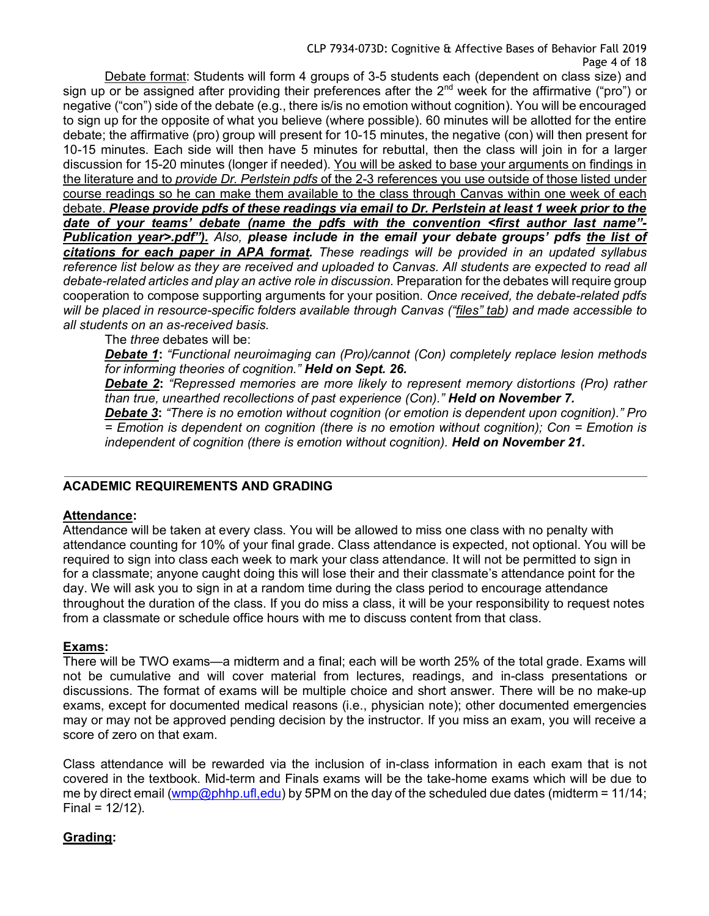<u>Debate format</u>: Students will form 4 groups of 3-5 students each (dependent on class size) and sign up or be assigned after providing their preferences after the 2nd week for the affirmative ("pro") or negative ("con") side of the debate (e.g., there is/is no emotion without cognition). You will be encouraged to sign up for the opposite of what you believe (where possible). 60 minutes will be allotted for the entire debate; the affirmative (pro) group will present for 10-15 minutes, the negative (con) will then present for 10-15 minutes. Each side will then have 5 minutes for rebuttal, then the class will join in for a larger discussion for 15-20 minutes (longer if needed). <u>You will be asked to base your arguments on findings in the literature and to *provide Dr. Perlstein pdfs* of the 2-3 references you use outside of those listed under course readings so he can make them available to the class through Canvas within one week of each debate.</u> ***<u>Please provide pdfs of these readings via email to Dr. Perlstein at least 1 week prior to the date of your teams' debate (name the pdfs with the convention <first author last name"-Publication year>.pdf").</u>*** *Also,* ***please include in the email your debate groups' pdfs <u>the list of citations for each paper in APA format</u>.*** *These readings will be provided in an updated syllabus reference list below as they are received and uploaded to Canvas. All students are expected to read all debate-related articles and play an active role in discussion.* Preparation for the debates will require group cooperation to compose supporting arguments for your position. *Once received, the debate-related pdfs will be placed in resource-specific folders available through Canvas (<u>"files" tab</u>) and made accessible to all students on an as-received basis.*

The *three* debates will be:

***<u>Debate 1</u>*****:** *"Functional neuroimaging can (Pro)/cannot (Con) completely replace lesion methods for informing theories of cognition."* ***Held on Sept. 26.***

***<u>Debate 2</u>*****:** *"Repressed memories are more likely to represent memory distortions (Pro) rather than true, unearthed recollections of past experience (Con)."* ***Held on November 7.***

***<u>Debate 3</u>*****:** *"There is no emotion without cognition (or emotion is dependent upon cognition)." Pro = Emotion is dependent on cognition (there is no emotion without cognition); Con = Emotion is independent of cognition (there is emotion without cognition).* ***Held on November 21.***

---

## ACADEMIC REQUIREMENTS AND GRADING

### <u>Attendance</u>:

Attendance will be taken at every class. You will be allowed to miss one class with no penalty with attendance counting for 10% of your final grade. Class attendance is expected, not optional. You will be required to sign into class each week to mark your class attendance. It will not be permitted to sign in for a classmate; anyone caught doing this will lose their and their classmate's attendance point for the day. We will ask you to sign in at a random time during the class period to encourage attendance throughout the duration of the class. If you do miss a class, it will be your responsibility to request notes from a classmate or schedule office hours with me to discuss content from that class.

### <u>Exams</u>:

There will be TWO exams—a midterm and a final; each will be worth 25% of the total grade. Exams will not be cumulative and will cover material from lectures, readings, and in-class presentations or discussions. The format of exams will be multiple choice and short answer. There will be no make-up exams, except for documented medical reasons (i.e., physician note); other documented emergencies may or may not be approved pending decision by the instructor. If you miss an exam, you will receive a score of zero on that exam.

Class attendance will be rewarded via the inclusion of in-class information in each exam that is not covered in the textbook. Mid-term and Finals exams will be the take-home exams which will be due to me by direct email (wmp@phhp.ufl,edu) by 5PM on the day of the scheduled due dates (midterm = 11/14; Final = 12/12).

### <u>Grading</u>: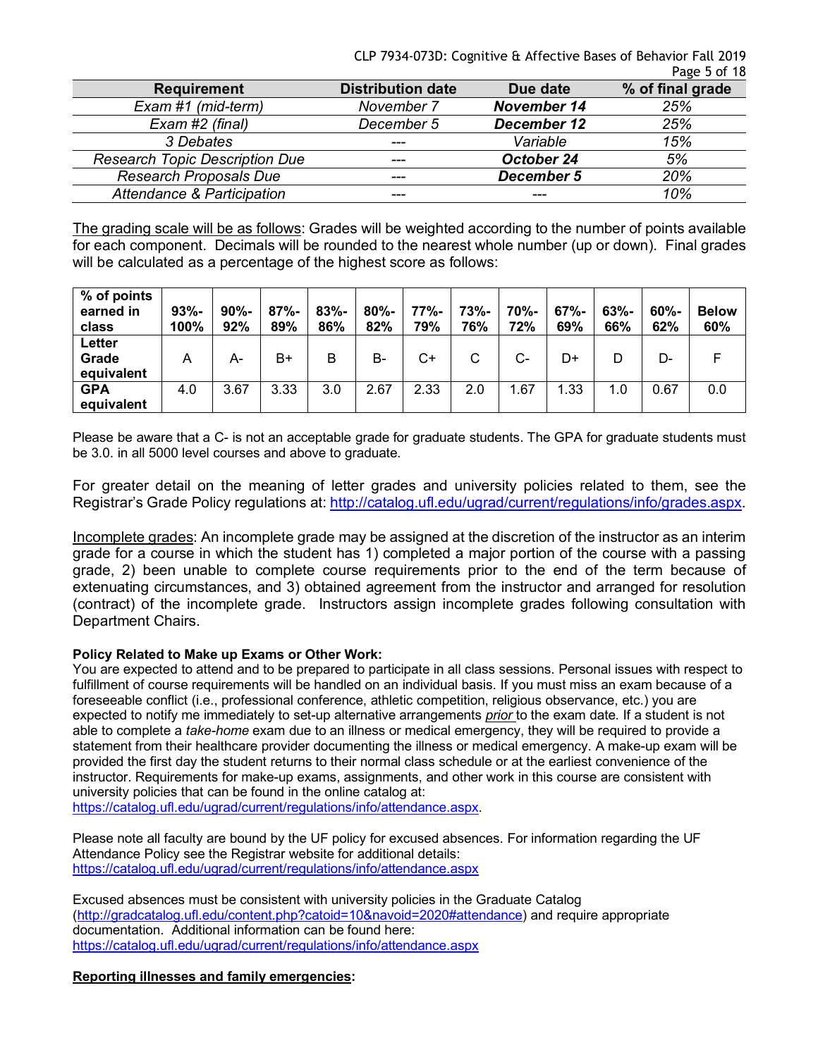| Requirement | Distribution date | Due date | % of final grade |
|---|---|---|---|
| *Exam #1 (mid-term)* | *November 7* | ***November 14*** | *25%* |
| *Exam #2 (final)* | *December 5* | ***December 12*** | *25%* |
| *3 Debates* | --- | *Variable* | *15%* |
| *Research Topic Description Due* | --- | ***October 24*** | *5%* |
| *Research Proposals Due* | --- | ***December 5*** | *20%* |
| *Attendance & Participation* | --- | --- | *10%* |

The grading scale will be as follows: Grades will be weighted according to the number of points available for each component. Decimals will be rounded to the nearest whole number (up or down). Final grades will be calculated as a percentage of the highest score as follows:

| **% of points earned in class** | **93%-100%** | **90%-92%** | **87%-89%** | **83%-86%** | **80%-82%** | **77%-79%** | **73%-76%** | **70%-72%** | **67%-69%** | **63%-66%** | **60%-62%** | **Below 60%** |
|---|---|---|---|---|---|---|---|---|---|---|---|---|
| **Letter Grade equivalent** | A | A- | B+ | B | B- | C+ | C | C- | D+ | D | D- | F |
| **GPA equivalent** | 4.0 | 3.67 | 3.33 | 3.0 | 2.67 | 2.33 | 2.0 | 1.67 | 1.33 | 1.0 | 0.67 | 0.0 |

Please be aware that a C- is not an acceptable grade for graduate students. The GPA for graduate students must be 3.0. in all 5000 level courses and above to graduate.

For greater detail on the meaning of letter grades and university policies related to them, see the Registrar's Grade Policy regulations at: http://catalog.ufl.edu/ugrad/current/regulations/info/grades.aspx.

Incomplete grades: An incomplete grade may be assigned at the discretion of the instructor as an interim grade for a course in which the student has 1) completed a major portion of the course with a passing grade, 2) been unable to complete course requirements prior to the end of the term because of extenuating circumstances, and 3) obtained agreement from the instructor and arranged for resolution (contract) of the incomplete grade. Instructors assign incomplete grades following consultation with Department Chairs.

**Policy Related to Make up Exams or Other Work:**
You are expected to attend and to be prepared to participate in all class sessions. Personal issues with respect to fulfillment of course requirements will be handled on an individual basis. If you must miss an exam because of a foreseeable conflict (i.e., professional conference, athletic competition, religious observance, etc.) you are expected to notify me immediately to set-up alternative arrangements *prior* to the exam date. If a student is not able to complete a *take-home* exam due to an illness or medical emergency, they will be required to provide a statement from their healthcare provider documenting the illness or medical emergency. A make-up exam will be provided the first day the student returns to their normal class schedule or at the earliest convenience of the instructor. Requirements for make-up exams, assignments, and other work in this course are consistent with university policies that can be found in the online catalog at:
https://catalog.ufl.edu/ugrad/current/regulations/info/attendance.aspx.

Please note all faculty are bound by the UF policy for excused absences. For information regarding the UF Attendance Policy see the Registrar website for additional details:
https://catalog.ufl.edu/ugrad/current/regulations/info/attendance.aspx

Excused absences must be consistent with university policies in the Graduate Catalog (http://gradcatalog.ufl.edu/content.php?catoid=10&navoid=2020#attendance) and require appropriate documentation. Additional information can be found here:
https://catalog.ufl.edu/ugrad/current/regulations/info/attendance.aspx

**Reporting illnesses and family emergencies:**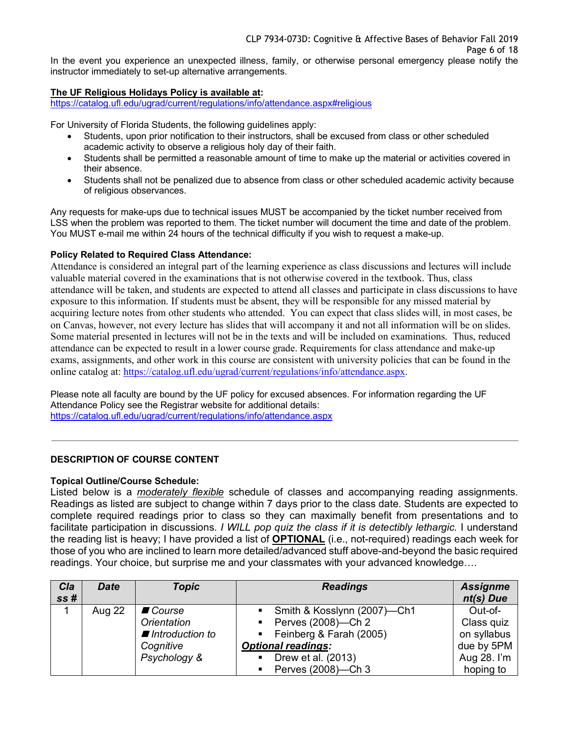In the event you experience an unexpected illness, family, or otherwise personal emergency please notify the instructor immediately to set-up alternative arrangements.

**The UF Religious Holidays Policy is available at:**
https://catalog.ufl.edu/ugrad/current/regulations/info/attendance.aspx#religious

For University of Florida Students, the following guidelines apply:

- Students, upon prior notification to their instructors, shall be excused from class or other scheduled academic activity to observe a religious holy day of their faith.
- Students shall be permitted a reasonable amount of time to make up the material or activities covered in their absence.
- Students shall not be penalized due to absence from class or other scheduled academic activity because of religious observances.

Any requests for make-ups due to technical issues MUST be accompanied by the ticket number received from LSS when the problem was reported to them. The ticket number will document the time and date of the problem. You MUST e-mail me within 24 hours of the technical difficulty if you wish to request a make-up.

**Policy Related to Required Class Attendance:**
Attendance is considered an integral part of the learning experience as class discussions and lectures will include valuable material covered in the examinations that is not otherwise covered in the textbook. Thus, class attendance will be taken, and students are expected to attend all classes and participate in class discussions to have exposure to this information. If students must be absent, they will be responsible for any missed material by acquiring lecture notes from other students who attended. You can expect that class slides will, in most cases, be on Canvas, however, not every lecture has slides that will accompany it and not all information will be on slides. Some material presented in lectures will not be in the texts and will be included on examinations. Thus, reduced attendance can be expected to result in a lower course grade. Requirements for class attendance and make-up exams, assignments, and other work in this course are consistent with university policies that can be found in the online catalog at: https://catalog.ufl.edu/ugrad/current/regulations/info/attendance.aspx.

Please note all faculty are bound by the UF policy for excused absences. For information regarding the UF Attendance Policy see the Registrar website for additional details:
https://catalog.ufl.edu/ugrad/current/regulations/info/attendance.aspx

---

**DESCRIPTION OF COURSE CONTENT**

**Topical Outline/Course Schedule:**
Listed below is a *moderately flexible* schedule of classes and accompanying reading assignments. Readings as listed are subject to change within 7 days prior to the class date. Students are expected to complete required readings prior to class so they can maximally benefit from presentations and to facilitate participation in discussions. *I WILL pop quiz the class if it is detectibly lethargic.* I understand the reading list is heavy; I have provided a list of **OPTIONAL** (i.e., not-required) readings each week for those of you who are inclined to learn more detailed/advanced stuff above-and-beyond the basic required readings. Your choice, but surprise me and your classmates with your advanced knowledge….

| Class # | Date | Topic | Readings | Assignment(s) Due |
|---|---|---|---|---|
| 1 | Aug 22 | ■ *Course Orientation*<br>■ *Introduction to Cognitive Psychology &* | ▪ Smith & Kosslyn (2007)—Ch1<br>▪ Perves (2008)—Ch 2<br>▪ Feinberg & Farah (2005)<br>***Optional readings:***<br>▪ Drew et al. (2013)<br>▪ Perves (2008)—Ch 3 | Out-of-Class quiz on syllabus due by 5PM Aug 28. I'm hoping to |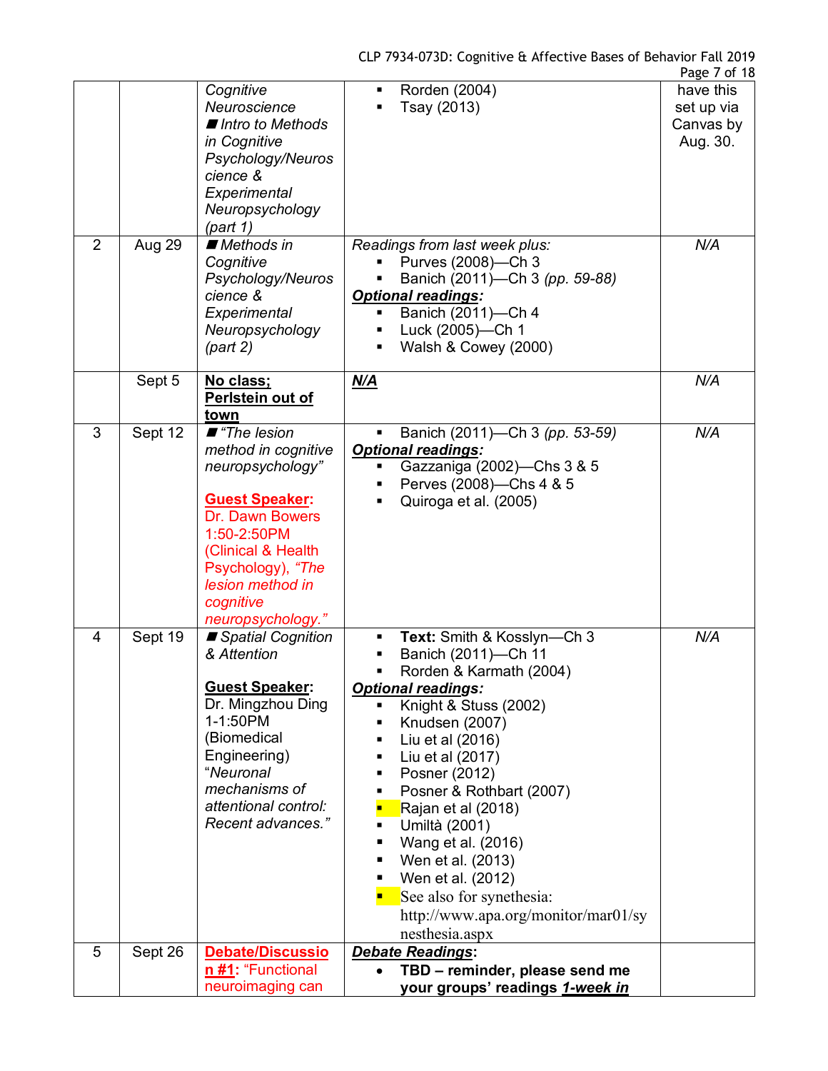| | | | | |
|---|---|---|---|---|
| | | *Cognitive Neuroscience* ◼ *Intro to Methods in Cognitive Psychology/Neuroscience & Experimental Neuropsychology (part 1)* | ▪ Rorden (2004)<br>▪ Tsay (2013) | have this set up via Canvas by Aug. 30. |
| 2 | Aug 29 | ◼ *Methods in Cognitive Psychology/Neuroscience & Experimental Neuropsychology (part 2)* | *Readings from last week plus:*<br>▪ Purves (2008)—Ch 3<br>▪ Banich (2011)—Ch 3 *(pp. 59-88)*<br>***Optional readings:***<br>▪ Banich (2011)—Ch 4<br>▪ Luck (2005)—Ch 1<br>▪ Walsh & Cowey (2000) | *N/A* |
| | Sept 5 | **No class; Perlstein out of town** | ***N/A*** | *N/A* |
| 3 | Sept 12 | ◼ *"The lesion method in cognitive neuropsychology"*<br><br>**Guest Speaker:** Dr. Dawn Bowers 1:50-2:50PM (Clinical & Health Psychology), *"The lesion method in cognitive neuropsychology."* | ▪ Banich (2011)—Ch 3 *(pp. 53-59)*<br>***Optional readings:***<br>▪ Gazzaniga (2002)—Chs 3 & 5<br>▪ Perves (2008)—Chs 4 & 5<br>▪ Quiroga et al. (2005) | *N/A* |
| 4 | Sept 19 | ◼ *Spatial Cognition & Attention*<br><br>**Guest Speaker:** Dr. Mingzhou Ding 1-1:50PM (Biomedical Engineering) "*Neuronal mechanisms of attentional control: Recent advances."* | ▪ **Text:** Smith & Kosslyn—Ch 3<br>▪ Banich (2011)—Ch 11<br>▪ Rorden & Karmath (2004)<br>***Optional readings:***<br>▪ Knight & Stuss (2002)<br>▪ Knudsen (2007)<br>▪ Liu et al (2016)<br>▪ Liu et al (2017)<br>▪ Posner (2012)<br>▪ Posner & Rothbart (2007)<br>▪ Rajan et al (2018)<br>▪ Umiltà (2001)<br>▪ Wang et al. (2016)<br>▪ Wen et al. (2013)<br>▪ Wen et al. (2012)<br>▪ See also for synethesia: http://www.apa.org/monitor/mar01/synesthesia.aspx | *N/A* |
| 5 | Sept 26 | **Debate/Discussion #1:** "Functional neuroimaging can | ***Debate Readings:***<br>• **TBD – reminder, please send me your groups' readings *1-week in*** | |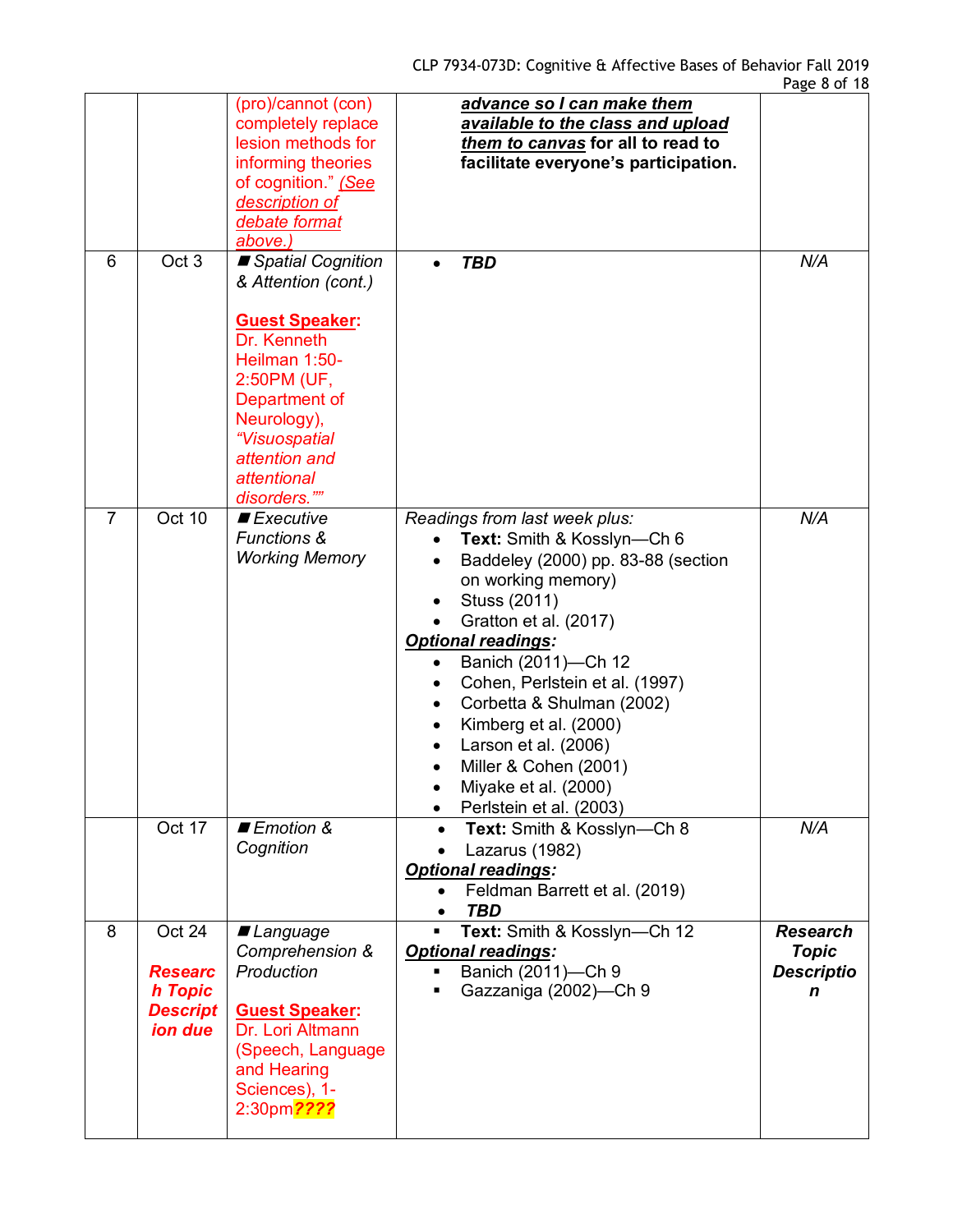| | | | | |
|---|---|---|---|---|
| | | (pro)/cannot (con) completely replace lesion methods for informing theories of cognition." *(See description of debate format above.)* | ***advance so I can make them available to the class and upload them to canvas*** **for all to read to facilitate everyone's participation.** | |
| 6 | Oct 3 | ■ *Spatial Cognition & Attention (cont.)*<br><br>**Guest Speaker:** Dr. Kenneth Heilman 1:50-2:50PM (UF, Department of Neurology), *"Visuospatial attention and attentional disorders.""* | • ***TBD*** | *N/A* |
| 7 | Oct 10 | ■ *Executive Functions & Working Memory* | *Readings from last week plus:*<br>• **Text:** Smith & Kosslyn—Ch 6<br>• Baddeley (2000) pp. 83-88 (section on working memory)<br>• Stuss (2011)<br>• Gratton et al. (2017)<br>***Optional readings:***<br>• Banich (2011)—Ch 12<br>• Cohen, Perlstein et al. (1997)<br>• Corbetta & Shulman (2002)<br>• Kimberg et al. (2000)<br>• Larson et al. (2006)<br>• Miller & Cohen (2001)<br>• Miyake et al. (2000)<br>• Perlstein et al. (2003) | *N/A* |
| | Oct 17 | ■ *Emotion & Cognition* | • **Text:** Smith & Kosslyn—Ch 8<br>• Lazarus (1982)<br>***Optional readings:***<br>• Feldman Barrett et al. (2019)<br>• ***TBD*** | *N/A* |
| 8 | Oct 24<br><br>***Research Topic Description due*** | ■ *Language Comprehension & Production*<br><br>**Guest Speaker:** Dr. Lori Altmann (Speech, Language and Hearing Sciences), 1-2:30pm***????*** | ▪ **Text:** Smith & Kosslyn—Ch 12<br>***Optional readings:***<br>▪ Banich (2011)—Ch 9<br>▪ Gazzaniga (2002)—Ch 9 | ***Research Topic Description*** |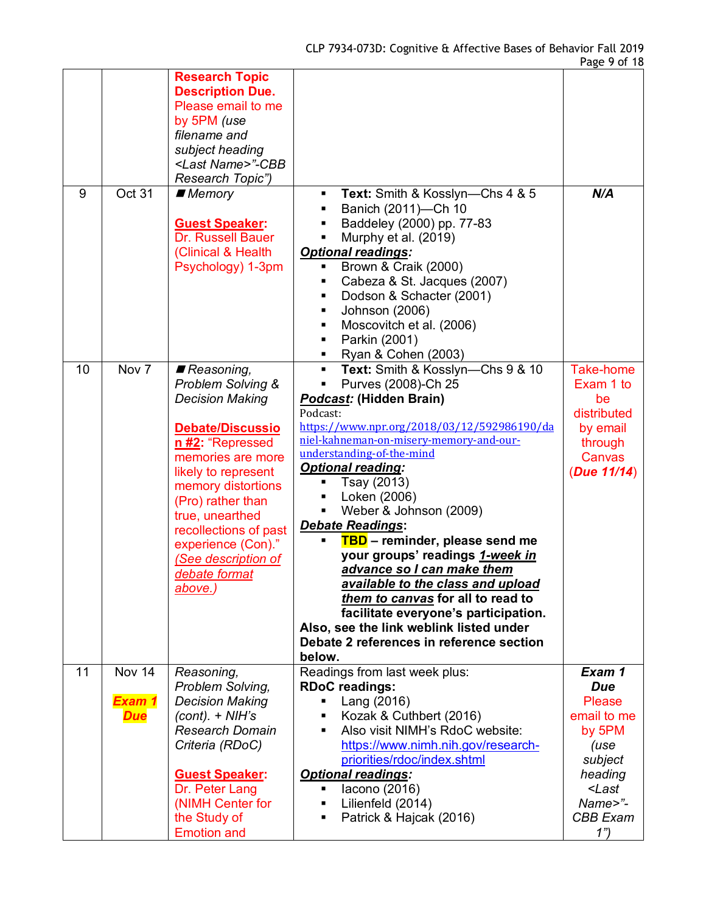| | | | | |
|---|---|---|---|---|
| | | **Research Topic Description Due.** Please email to me by 5PM *(use filename and subject heading <Last Name>"-CBB Research Topic")* | | |
| 9 | Oct 31 | *■ Memory*<br><br>**Guest Speaker:** Dr. Russell Bauer (Clinical & Health Psychology) 1-3pm | ▪ **Text:** Smith & Kosslyn—Chs 4 & 5<br>▪ Banich (2011)—Ch 10<br>▪ Baddeley (2000) pp. 77-83<br>▪ Murphy et al. (2019)<br>***Optional readings:***<br>▪ Brown & Craik (2000)<br>▪ Cabeza & St. Jacques (2007)<br>▪ Dodson & Schacter (2001)<br>▪ Johnson (2006)<br>▪ Moscovitch et al. (2006)<br>▪ Parkin (2001)<br>▪ Ryan & Cohen (2003) | ***N/A*** |
| 10 | Nov 7 | *■ Reasoning, Problem Solving & Decision Making*<br><br>**Debate/Discussion #2**: "Repressed memories are more likely to represent memory distortions (Pro) rather than true, unearthed recollections of past experience (Con)." *(See description of debate format above.)* | ▪ **Text:** Smith & Kosslyn—Chs 9 & 10<br>▪ Purves (2008)-Ch 25<br>***Podcast:*** **(Hidden Brain)**<br>Podcast: https://www.npr.org/2018/03/12/592986190/daniel-kahneman-on-misery-memory-and-our-understanding-of-the-mind<br>***Optional reading:***<br>▪ Tsay (2013)<br>▪ Loken (2006)<br>▪ Weber & Johnson (2009)<br>***Debate Readings*:**<br>▪ **TBD – reminder, please send me your groups' readings *1-week in advance so I can make them available to the class and upload them to canvas* for all to read to facilitate everyone's participation.**<br>**Also, see the link weblink listed under Debate 2 references in reference section below.** | Take-home Exam 1 to be distributed by email through Canvas (***Due 11/14***) |
| 11 | Nov 14<br><br>***Exam 1 Due*** | *Reasoning, Problem Solving, Decision Making (cont). + NIH's Research Domain Criteria (RDoC)*<br><br>**Guest Speaker:** Dr. Peter Lang (NIMH Center for the Study of Emotion and | Readings from last week plus:<br>**RDoC readings:**<br>▪ Lang (2016)<br>▪ Kozak & Cuthbert (2016)<br>▪ Also visit NIMH's RdoC website: https://www.nimh.nih.gov/research-priorities/rdoc/index.shtml<br>***Optional readings:***<br>▪ Iacono (2016)<br>▪ Lilienfeld (2014)<br>▪ Patrick & Hajcak (2016) | ***Exam 1 Due***<br>Please email to me by 5PM *(use subject heading <Last Name>"-CBB Exam 1")* |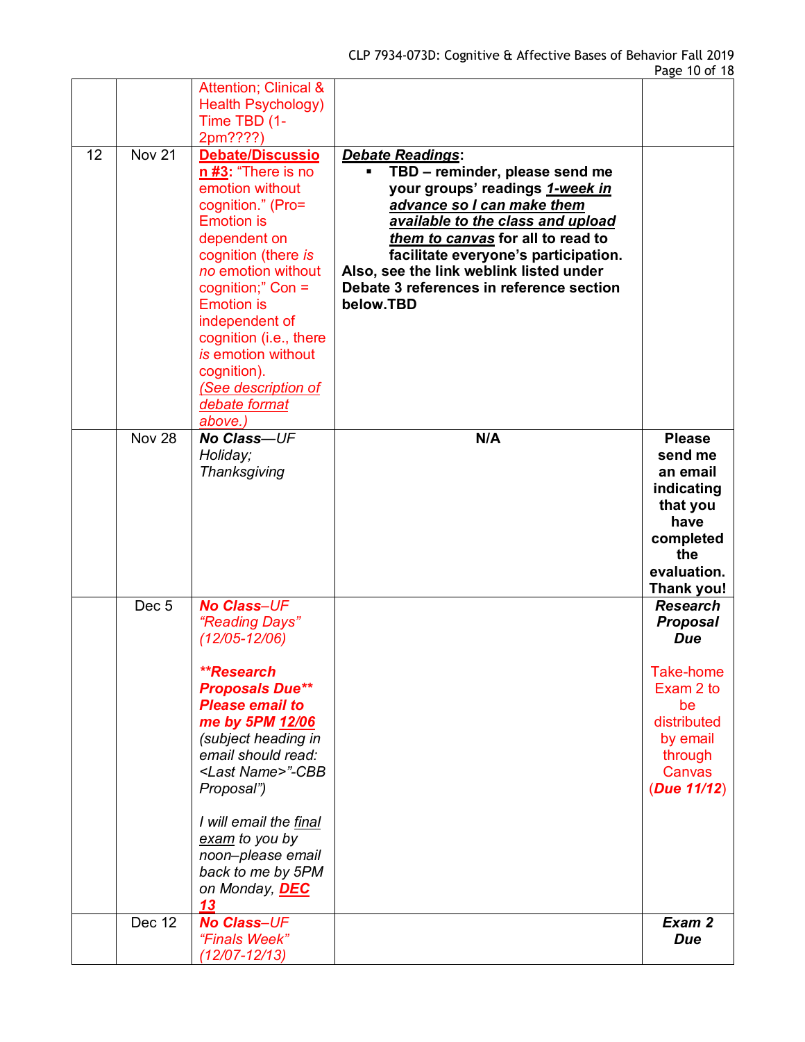| | | | | |
|---|---|---|---|---|
| | | Attention; Clinical & Health Psychology) Time TBD (1-2pm????) | | |
| 12 | Nov 21 | **Debate/Discussion #3**: "There is no emotion without cognition." (Pro= Emotion is dependent on cognition (there *is no* emotion without cognition;" Con = Emotion is independent of cognition (i.e., there *is* emotion without cognition). *(See description of debate format above.)* | ***Debate Readings***: <br> ▪ **TBD – reminder, please send me your groups' readings *1-week in advance so I can make them available to the class and upload them to canvas* for all to read to facilitate everyone's participation.** **Also, see the link weblink listed under Debate 3 references in reference section below.TBD** | |
| | Nov 28 | ***No Class**—UF Holiday; Thanksgiving* | **N/A** | **Please send me an email indicating that you have completed the evaluation. Thank you!** |
| | Dec 5 | ***No Class**–UF "Reading Days" (12/05-12/06)* <br><br> ***\*\*Research Proposals Due\*\* Please email to me by 5PM 12/06*** *(subject heading in email should read: <Last Name>"-CBB Proposal")* <br><br> *I will email the final exam to you by noon–please email back to me by 5PM on Monday, **DEC 13*** | | ***Research Proposal Due*** <br><br> Take-home Exam 2 to be distributed by email through Canvas (***Due 11/12***) |
| | Dec 12 | ***No Class**–UF "Finals Week" (12/07-12/13)* | | ***Exam 2 Due*** |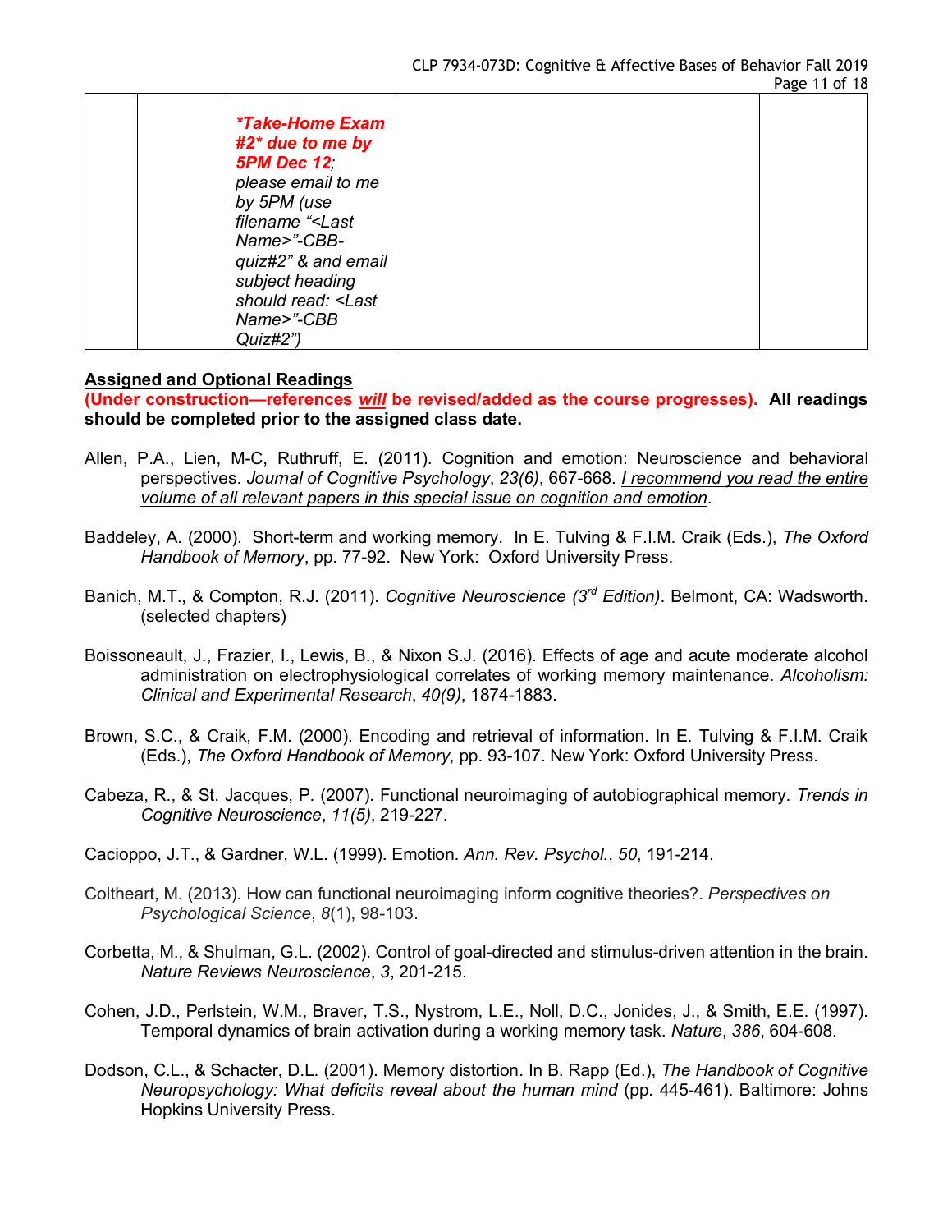|  |  |  |  |  |
|---|---|---|---|---|
|  |  | ***Take-Home Exam #2* due to me by 5PM Dec 12**; *please email to me by 5PM (use filename "<Last Name>"-CBB-quiz#2" & and email subject heading should read: <Last Name>"-CBB Quiz#2")* |  |  |

**Assigned and Optional Readings**

**(Under construction—references *will* be revised/added as the course progresses). All readings should be completed prior to the assigned class date.**

Allen, P.A., Lien, M-C, Ruthruff, E. (2011). Cognition and emotion: Neuroscience and behavioral perspectives. *Journal of Cognitive Psychology*, *23(6)*, 667-668. *I recommend you read the entire volume of all relevant papers in this special issue on cognition and emotion*.

Baddeley, A. (2000). Short-term and working memory. In E. Tulving & F.I.M. Craik (Eds.), *The Oxford Handbook of Memory*, pp. 77-92. New York: Oxford University Press.

Banich, M.T., & Compton, R.J. (2011). *Cognitive Neuroscience (3rd Edition)*. Belmont, CA: Wadsworth. (selected chapters)

Boissoneault, J., Frazier, I., Lewis, B., & Nixon S.J. (2016). Effects of age and acute moderate alcohol administration on electrophysiological correlates of working memory maintenance. *Alcoholism: Clinical and Experimental Research*, *40(9)*, 1874-1883.

Brown, S.C., & Craik, F.M. (2000). Encoding and retrieval of information. In E. Tulving & F.I.M. Craik (Eds.), *The Oxford Handbook of Memory*, pp. 93-107. New York: Oxford University Press.

Cabeza, R., & St. Jacques, P. (2007). Functional neuroimaging of autobiographical memory. *Trends in Cognitive Neuroscience*, *11(5)*, 219-227.

Cacioppo, J.T., & Gardner, W.L. (1999). Emotion. *Ann. Rev. Psychol.*, *50*, 191-214.

Coltheart, M. (2013). How can functional neuroimaging inform cognitive theories?. *Perspectives on Psychological Science*, *8*(1), 98-103.

Corbetta, M., & Shulman, G.L. (2002). Control of goal-directed and stimulus-driven attention in the brain. *Nature Reviews Neuroscience*, *3*, 201-215.

Cohen, J.D., Perlstein, W.M., Braver, T.S., Nystrom, L.E., Noll, D.C., Jonides, J., & Smith, E.E. (1997). Temporal dynamics of brain activation during a working memory task. *Nature*, *386*, 604-608.

Dodson, C.L., & Schacter, D.L. (2001). Memory distortion. In B. Rapp (Ed.), *The Handbook of Cognitive Neuropsychology: What deficits reveal about the human mind* (pp. 445-461). Baltimore: Johns Hopkins University Press.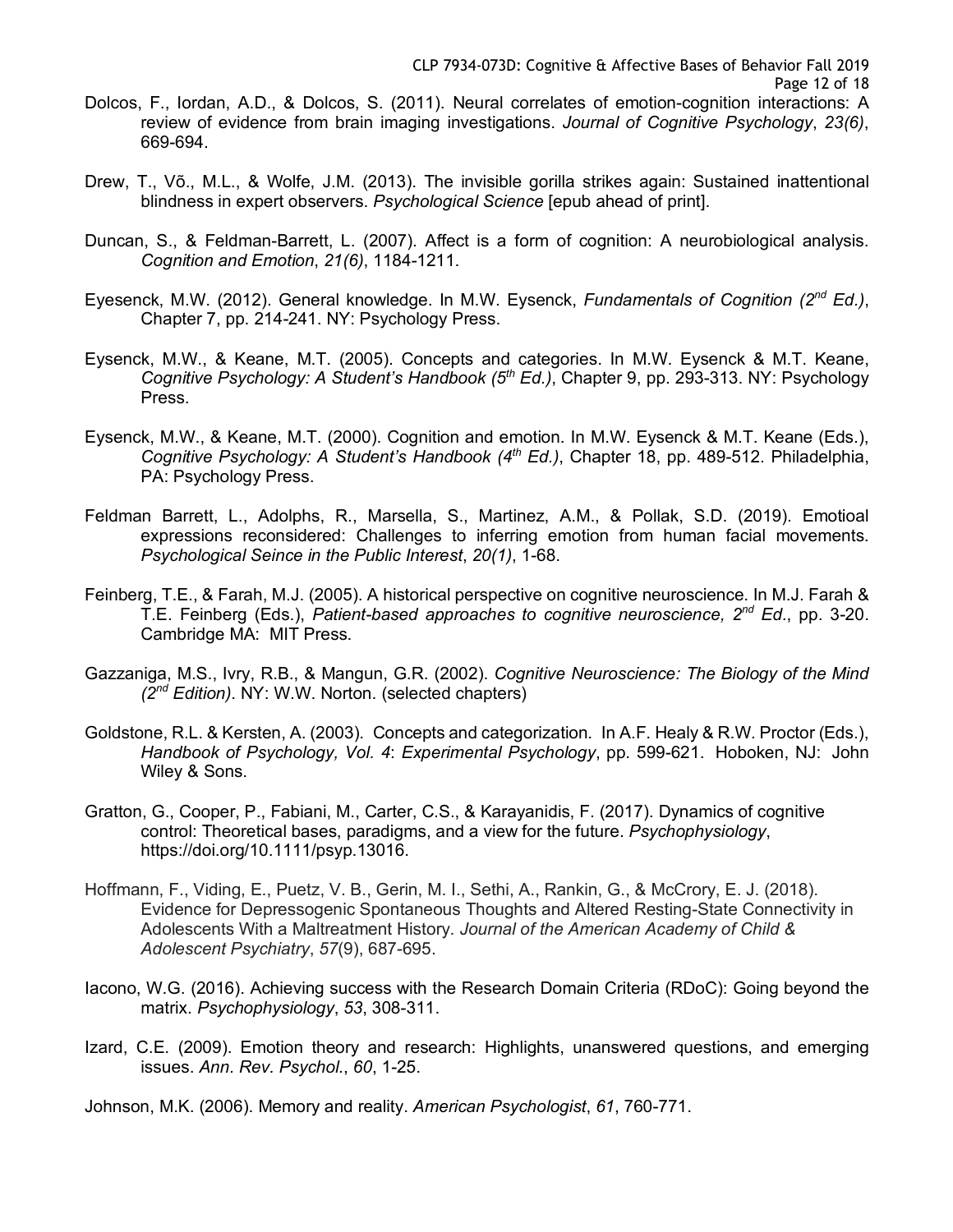Dolcos, F., Iordan, A.D., & Dolcos, S. (2011). Neural correlates of emotion-cognition interactions: A review of evidence from brain imaging investigations. *Journal of Cognitive Psychology*, *23(6)*, 669-694.

Drew, T., Võ., M.L., & Wolfe, J.M. (2013). The invisible gorilla strikes again: Sustained inattentional blindness in expert observers. *Psychological Science* [epub ahead of print].

Duncan, S., & Feldman-Barrett, L. (2007). Affect is a form of cognition: A neurobiological analysis. *Cognition and Emotion*, *21(6)*, 1184-1211.

Eyesenck, M.W. (2012). General knowledge. In M.W. Eysenck, *Fundamentals of Cognition (2nd Ed.)*, Chapter 7, pp. 214-241. NY: Psychology Press.

Eysenck, M.W., & Keane, M.T. (2005). Concepts and categories. In M.W. Eysenck & M.T. Keane, *Cognitive Psychology: A Student's Handbook (5th Ed.)*, Chapter 9, pp. 293-313. NY: Psychology Press.

Eysenck, M.W., & Keane, M.T. (2000). Cognition and emotion. In M.W. Eysenck & M.T. Keane (Eds.), *Cognitive Psychology: A Student's Handbook (4th Ed.)*, Chapter 18, pp. 489-512. Philadelphia, PA: Psychology Press.

Feldman Barrett, L., Adolphs, R., Marsella, S., Martinez, A.M., & Pollak, S.D. (2019). Emotioal expressions reconsidered: Challenges to inferring emotion from human facial movements. *Psychological Seince in the Public Interest*, *20(1)*, 1-68.

Feinberg, T.E., & Farah, M.J. (2005). A historical perspective on cognitive neuroscience. In M.J. Farah & T.E. Feinberg (Eds.), *Patient-based approaches to cognitive neuroscience, 2nd Ed.*, pp. 3-20. Cambridge MA: MIT Press.

Gazzaniga, M.S., Ivry, R.B., & Mangun, G.R. (2002). *Cognitive Neuroscience: The Biology of the Mind (2nd Edition)*. NY: W.W. Norton. (selected chapters)

Goldstone, R.L. & Kersten, A. (2003). Concepts and categorization. In A.F. Healy & R.W. Proctor (Eds.), *Handbook of Psychology, Vol. 4*: *Experimental Psychology*, pp. 599-621. Hoboken, NJ: John Wiley & Sons.

Gratton, G., Cooper, P., Fabiani, M., Carter, C.S., & Karayanidis, F. (2017). Dynamics of cognitive control: Theoretical bases, paradigms, and a view for the future. *Psychophysiology*, https://doi.org/10.1111/psyp.13016.

Hoffmann, F., Viding, E., Puetz, V. B., Gerin, M. I., Sethi, A., Rankin, G., & McCrory, E. J. (2018). Evidence for Depressogenic Spontaneous Thoughts and Altered Resting-State Connectivity in Adolescents With a Maltreatment History. *Journal of the American Academy of Child & Adolescent Psychiatry*, *57*(9), 687-695.

Iacono, W.G. (2016). Achieving success with the Research Domain Criteria (RDoC): Going beyond the matrix. *Psychophysiology*, *53*, 308-311.

Izard, C.E. (2009). Emotion theory and research: Highlights, unanswered questions, and emerging issues. *Ann. Rev. Psychol.*, *60*, 1-25.

Johnson, M.K. (2006). Memory and reality. *American Psychologist*, *61*, 760-771.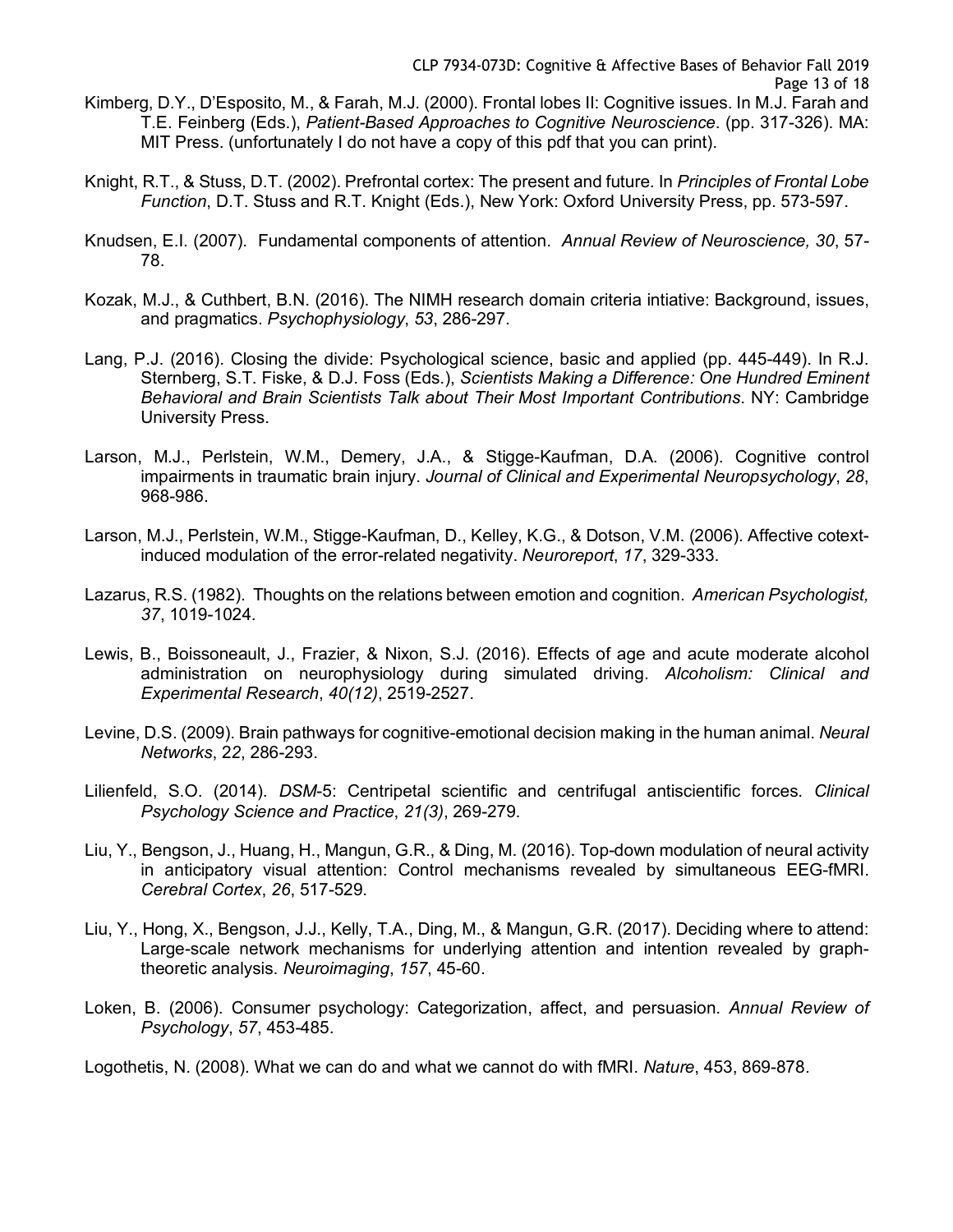Kimberg, D.Y., D'Esposito, M., & Farah, M.J. (2000). Frontal lobes II: Cognitive issues. In M.J. Farah and T.E. Feinberg (Eds.), *Patient-Based Approaches to Cognitive Neuroscience*. (pp. 317-326). MA: MIT Press. (unfortunately I do not have a copy of this pdf that you can print).

Knight, R.T., & Stuss, D.T. (2002). Prefrontal cortex: The present and future. In *Principles of Frontal Lobe Function*, D.T. Stuss and R.T. Knight (Eds.), New York: Oxford University Press, pp. 573-597.

Knudsen, E.I. (2007). Fundamental components of attention. *Annual Review of Neuroscience, 30*, 57-78.

Kozak, M.J., & Cuthbert, B.N. (2016). The NIMH research domain criteria intiative: Background, issues, and pragmatics. *Psychophysiology*, *53*, 286-297.

Lang, P.J. (2016). Closing the divide: Psychological science, basic and applied (pp. 445-449). In R.J. Sternberg, S.T. Fiske, & D.J. Foss (Eds.), *Scientists Making a Difference: One Hundred Eminent Behavioral and Brain Scientists Talk about Their Most Important Contributions*. NY: Cambridge University Press.

Larson, M.J., Perlstein, W.M., Demery, J.A., & Stigge-Kaufman, D.A. (2006). Cognitive control impairments in traumatic brain injury. *Journal of Clinical and Experimental Neuropsychology*, *28*, 968-986.

Larson, M.J., Perlstein, W.M., Stigge-Kaufman, D., Kelley, K.G., & Dotson, V.M. (2006). Affective cotext-induced modulation of the error-related negativity. *Neuroreport*, *17*, 329-333.

Lazarus, R.S. (1982). Thoughts on the relations between emotion and cognition. *American Psychologist, 37*, 1019-1024.

Lewis, B., Boissoneault, J., Frazier, & Nixon, S.J. (2016). Effects of age and acute moderate alcohol administration on neurophysiology during simulated driving. *Alcoholism: Clinical and Experimental Research*, *40(12)*, 2519-2527.

Levine, D.S. (2009). Brain pathways for cognitive-emotional decision making in the human animal. *Neural Networks*, *22*, 286-293.

Lilienfeld, S.O. (2014). *DSM*-5: Centripetal scientific and centrifugal antiscientific forces. *Clinical Psychology Science and Practice*, *21(3)*, 269-279.

Liu, Y., Bengson, J., Huang, H., Mangun, G.R., & Ding, M. (2016). Top-down modulation of neural activity in anticipatory visual attention: Control mechanisms revealed by simultaneous EEG-fMRI. *Cerebral Cortex*, *26*, 517-529.

Liu, Y., Hong, X., Bengson, J.J., Kelly, T.A., Ding, M., & Mangun, G.R. (2017). Deciding where to attend: Large-scale network mechanisms for underlying attention and intention revealed by graph-theoretic analysis. *Neuroimaging*, *157*, 45-60.

Loken, B. (2006). Consumer psychology: Categorization, affect, and persuasion. *Annual Review of Psychology*, *57*, 453-485.

Logothetis, N. (2008). What we can do and what we cannot do with fMRI. *Nature*, 453, 869-878.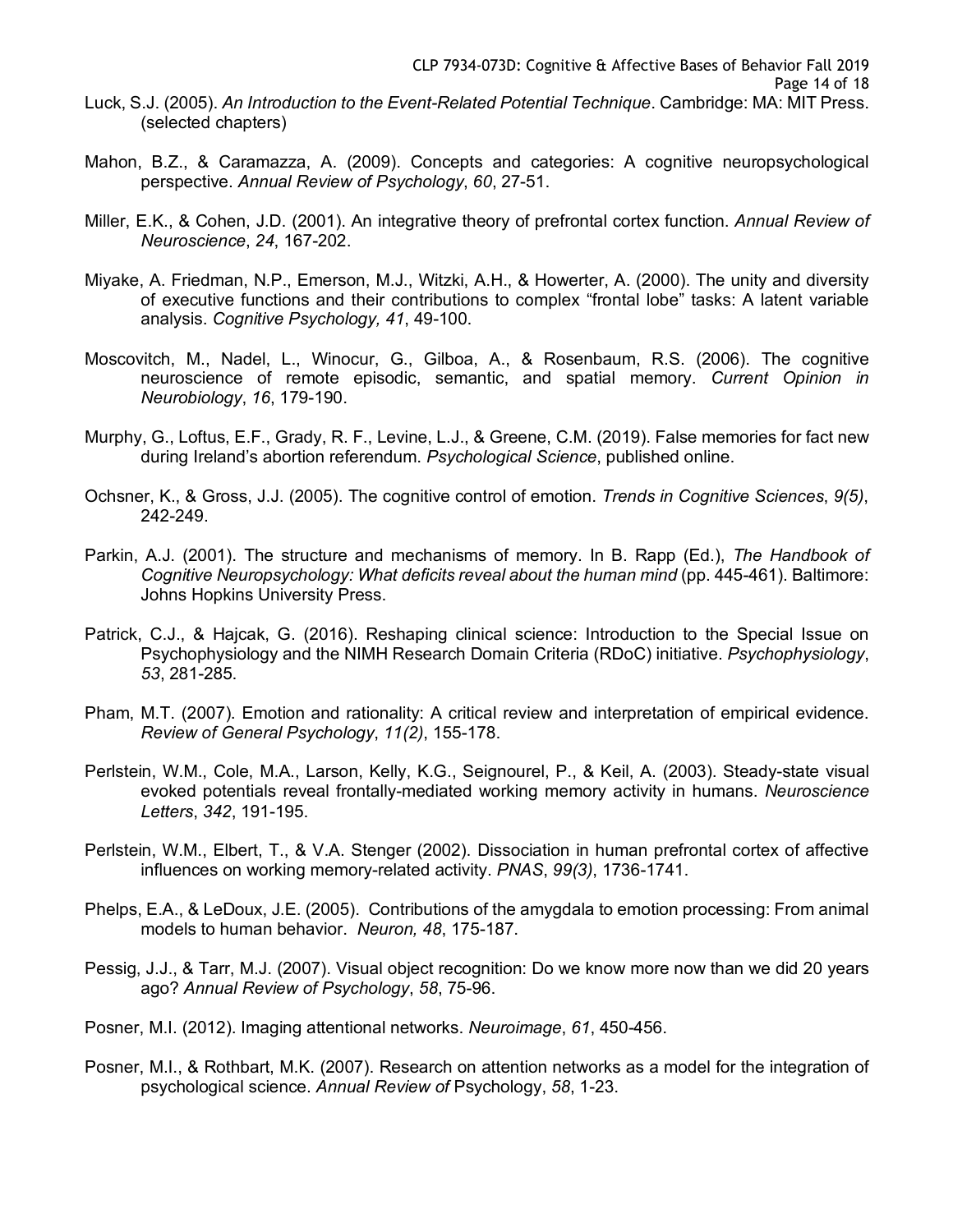Luck, S.J. (2005). *An Introduction to the Event-Related Potential Technique*. Cambridge: MA: MIT Press. (selected chapters)

Mahon, B.Z., & Caramazza, A. (2009). Concepts and categories: A cognitive neuropsychological perspective. *Annual Review of Psychology*, *60*, 27-51.

Miller, E.K., & Cohen, J.D. (2001). An integrative theory of prefrontal cortex function. *Annual Review of Neuroscience*, *24*, 167-202.

Miyake, A. Friedman, N.P., Emerson, M.J., Witzki, A.H., & Howerter, A. (2000). The unity and diversity of executive functions and their contributions to complex "frontal lobe" tasks: A latent variable analysis. *Cognitive Psychology, 41*, 49-100.

Moscovitch, M., Nadel, L., Winocur, G., Gilboa, A., & Rosenbaum, R.S. (2006). The cognitive neuroscience of remote episodic, semantic, and spatial memory. *Current Opinion in Neurobiology*, *16*, 179-190.

Murphy, G., Loftus, E.F., Grady, R. F., Levine, L.J., & Greene, C.M. (2019). False memories for fact new during Ireland's abortion referendum. *Psychological Science*, published online.

Ochsner, K., & Gross, J.J. (2005). The cognitive control of emotion. *Trends in Cognitive Sciences*, *9(5)*, 242-249.

Parkin, A.J. (2001). The structure and mechanisms of memory. In B. Rapp (Ed.), *The Handbook of Cognitive Neuropsychology: What deficits reveal about the human mind* (pp. 445-461). Baltimore: Johns Hopkins University Press.

Patrick, C.J., & Hajcak, G. (2016). Reshaping clinical science: Introduction to the Special Issue on Psychophysiology and the NIMH Research Domain Criteria (RDoC) initiative. *Psychophysiology*, *53*, 281-285.

Pham, M.T. (2007). Emotion and rationality: A critical review and interpretation of empirical evidence. *Review of General Psychology*, *11(2)*, 155-178.

Perlstein, W.M., Cole, M.A., Larson, Kelly, K.G., Seignourel, P., & Keil, A. (2003). Steady-state visual evoked potentials reveal frontally-mediated working memory activity in humans. *Neuroscience Letters*, *342*, 191-195.

Perlstein, W.M., Elbert, T., & V.A. Stenger (2002). Dissociation in human prefrontal cortex of affective influences on working memory-related activity. *PNAS*, *99(3)*, 1736-1741.

Phelps, E.A., & LeDoux, J.E. (2005). Contributions of the amygdala to emotion processing: From animal models to human behavior. *Neuron, 48*, 175-187.

Pessig, J.J., & Tarr, M.J. (2007). Visual object recognition: Do we know more now than we did 20 years ago? *Annual Review of Psychology*, *58*, 75-96.

Posner, M.I. (2012). Imaging attentional networks. *Neuroimage*, *61*, 450-456.

Posner, M.I., & Rothbart, M.K. (2007). Research on attention networks as a model for the integration of psychological science. *Annual Review of* Psychology, *58*, 1-23.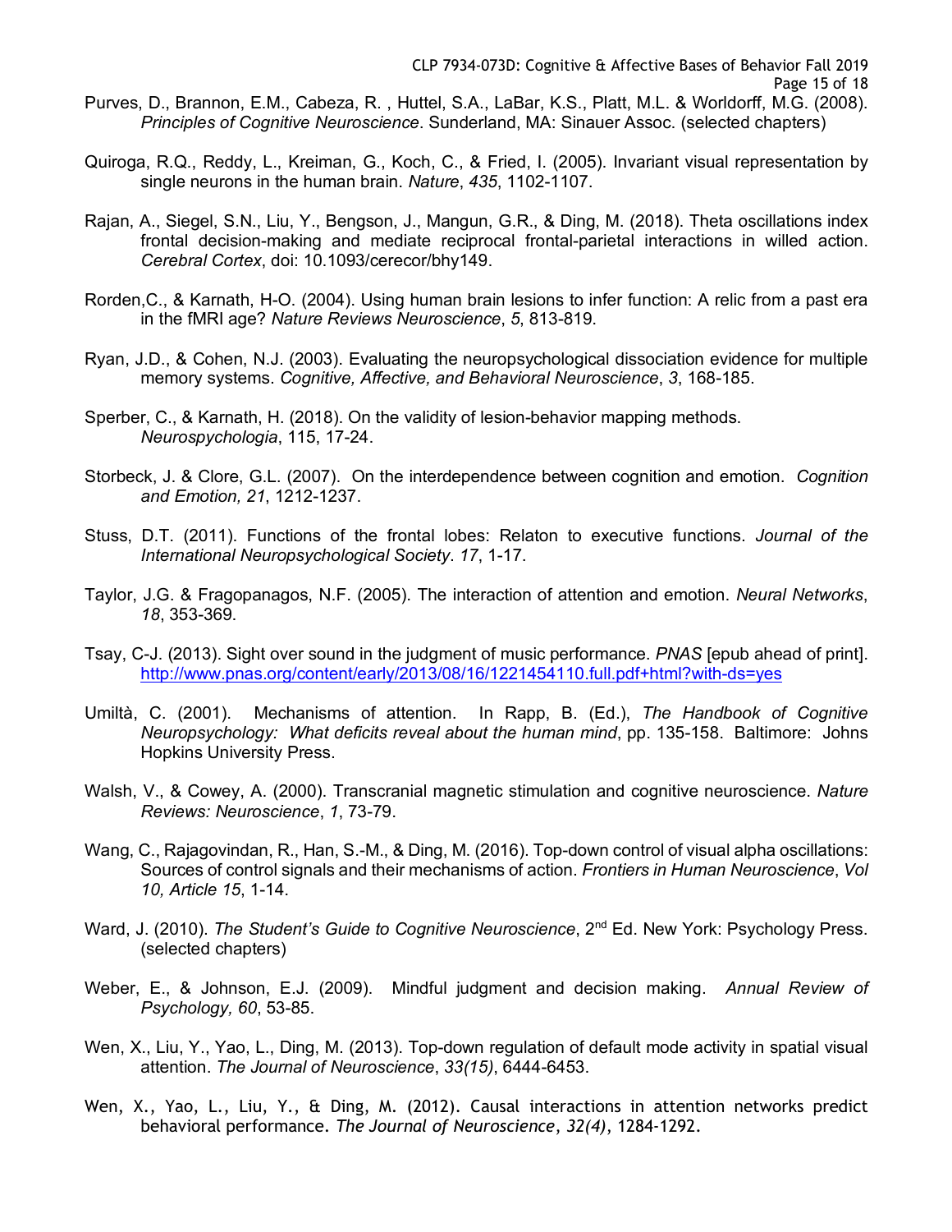Purves, D., Brannon, E.M., Cabeza, R. , Huttel, S.A., LaBar, K.S., Platt, M.L. & Worldorff, M.G. (2008). *Principles of Cognitive Neuroscience*. Sunderland, MA: Sinauer Assoc. (selected chapters)

Quiroga, R.Q., Reddy, L., Kreiman, G., Koch, C., & Fried, I. (2005). Invariant visual representation by single neurons in the human brain. *Nature*, *435*, 1102-1107.

Rajan, A., Siegel, S.N., Liu, Y., Bengson, J., Mangun, G.R., & Ding, M. (2018). Theta oscillations index frontal decision-making and mediate reciprocal frontal-parietal interactions in willed action. *Cerebral Cortex*, doi: 10.1093/cerecor/bhy149.

Rorden,C., & Karnath, H-O. (2004). Using human brain lesions to infer function: A relic from a past era in the fMRI age? *Nature Reviews Neuroscience*, *5*, 813-819.

Ryan, J.D., & Cohen, N.J. (2003). Evaluating the neuropsychological dissociation evidence for multiple memory systems. *Cognitive, Affective, and Behavioral Neuroscience*, *3*, 168-185.

Sperber, C., & Karnath, H. (2018). On the validity of lesion-behavior mapping methods. *Neurospychologia*, 115, 17-24.

Storbeck, J. & Clore, G.L. (2007). On the interdependence between cognition and emotion. *Cognition and Emotion, 21*, 1212-1237.

Stuss, D.T. (2011). Functions of the frontal lobes: Relaton to executive functions. *Journal of the International Neuropsychological Society*. *17*, 1-17.

Taylor, J.G. & Fragopanagos, N.F. (2005). The interaction of attention and emotion. *Neural Networks*, *18*, 353-369.

Tsay, C-J. (2013). Sight over sound in the judgment of music performance. *PNAS* [epub ahead of print]. http://www.pnas.org/content/early/2013/08/16/1221454110.full.pdf+html?with-ds=yes

Umiltà, C. (2001). Mechanisms of attention. In Rapp, B. (Ed.), *The Handbook of Cognitive Neuropsychology: What deficits reveal about the human mind*, pp. 135-158. Baltimore: Johns Hopkins University Press.

Walsh, V., & Cowey, A. (2000). Transcranial magnetic stimulation and cognitive neuroscience. *Nature Reviews: Neuroscience*, *1*, 73-79.

Wang, C., Rajagovindan, R., Han, S.-M., & Ding, M. (2016). Top-down control of visual alpha oscillations: Sources of control signals and their mechanisms of action. *Frontiers in Human Neuroscience*, *Vol 10, Article 15*, 1-14.

Ward, J. (2010). *The Student's Guide to Cognitive Neuroscience*, 2nd Ed. New York: Psychology Press. (selected chapters)

Weber, E., & Johnson, E.J. (2009). Mindful judgment and decision making. *Annual Review of Psychology, 60*, 53-85.

Wen, X., Liu, Y., Yao, L., Ding, M. (2013). Top-down regulation of default mode activity in spatial visual attention. *The Journal of Neuroscience*, *33(15)*, 6444-6453.

Wen, X., Yao, L., Liu, Y., & Ding, M. (2012). Causal interactions in attention networks predict behavioral performance. *The Journal of Neuroscience*, *32(4)*, 1284-1292.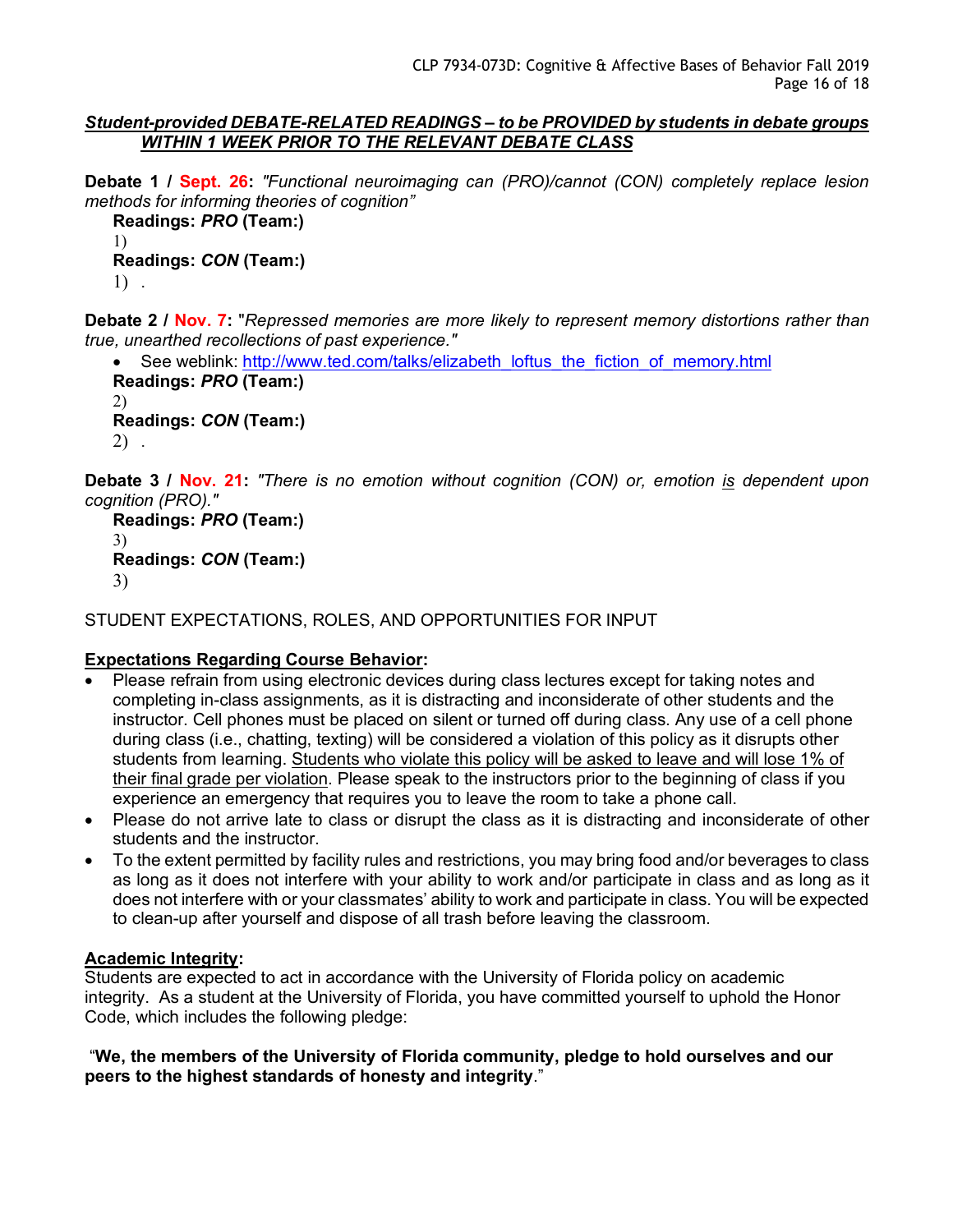***<u>Student-provided DEBATE-RELATED READINGS – to be PROVIDED by students in debate groups WITHIN 1 WEEK PRIOR TO THE RELEVANT DEBATE CLASS</u>***

**Debate 1 / Sept. 26:** *"Functional neuroimaging can (PRO)/cannot (CON) completely replace lesion methods for informing theories of cognition"*

**Readings: *PRO* (Team:)**

1)

**Readings: *CON* (Team:)**

1) .

**Debate 2 / Nov. 7:** "*Repressed memories are more likely to represent memory distortions rather than true, unearthed recollections of past experience."*

- See weblink: http://www.ted.com/talks/elizabeth_loftus_the_fiction_of_memory.html

**Readings: *PRO* (Team:)**

2)

**Readings: *CON* (Team:)**

2) .

**Debate 3 / Nov. 21:** *"There is no emotion without cognition (CON) or, emotion <u>is</u> dependent upon cognition (PRO)."*

**Readings: *PRO* (Team:)**

3)

**Readings: *CON* (Team:)**

3)

STUDENT EXPECTATIONS, ROLES, AND OPPORTUNITIES FOR INPUT

**<u>Expectations Regarding Course Behavior</u>:**

- Please refrain from using electronic devices during class lectures except for taking notes and completing in-class assignments, as it is distracting and inconsiderate of other students and the instructor. Cell phones must be placed on silent or turned off during class. Any use of a cell phone during class (i.e., chatting, texting) will be considered a violation of this policy as it disrupts other students from learning. <u>Students who violate this policy will be asked to leave and will lose 1% of their final grade per violation</u>. Please speak to the instructors prior to the beginning of class if you experience an emergency that requires you to leave the room to take a phone call.
- Please do not arrive late to class or disrupt the class as it is distracting and inconsiderate of other students and the instructor.
- To the extent permitted by facility rules and restrictions, you may bring food and/or beverages to class as long as it does not interfere with your ability to work and/or participate in class and as long as it does not interfere with or your classmates' ability to work and participate in class. You will be expected to clean-up after yourself and dispose of all trash before leaving the classroom.

**<u>Academic Integrity</u>:**

Students are expected to act in accordance with the University of Florida policy on academic integrity. As a student at the University of Florida, you have committed yourself to uphold the Honor Code, which includes the following pledge:

"**We, the members of the University of Florida community, pledge to hold ourselves and our peers to the highest standards of honesty and integrity**."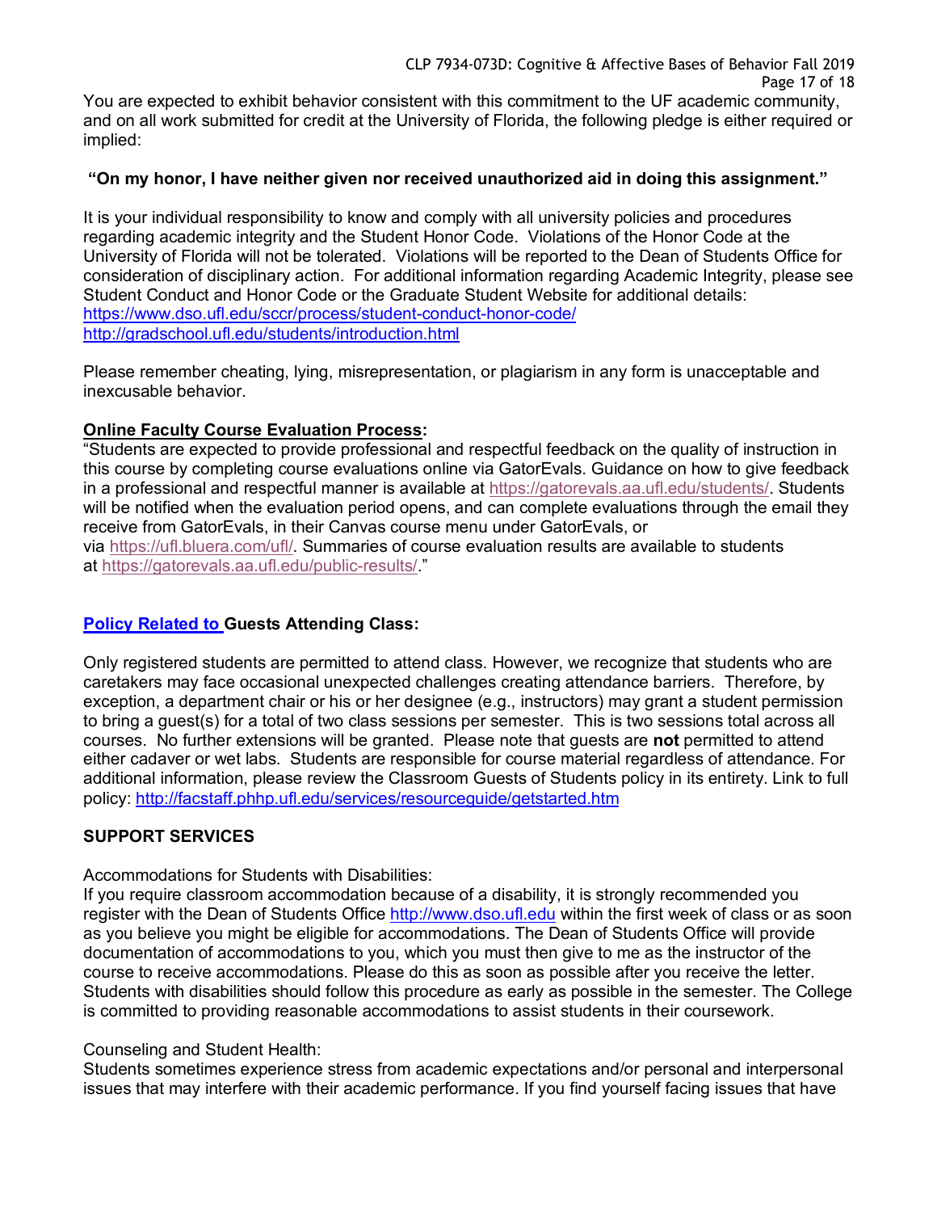You are expected to exhibit behavior consistent with this commitment to the UF academic community, and on all work submitted for credit at the University of Florida, the following pledge is either required or implied:

**"On my honor, I have neither given nor received unauthorized aid in doing this assignment."**

It is your individual responsibility to know and comply with all university policies and procedures regarding academic integrity and the Student Honor Code. Violations of the Honor Code at the University of Florida will not be tolerated. Violations will be reported to the Dean of Students Office for consideration of disciplinary action. For additional information regarding Academic Integrity, please see Student Conduct and Honor Code or the Graduate Student Website for additional details:
https://www.dso.ufl.edu/sccr/process/student-conduct-honor-code/
http://gradschool.ufl.edu/students/introduction.html

Please remember cheating, lying, misrepresentation, or plagiarism in any form is unacceptable and inexcusable behavior.

**Online Faculty Course Evaluation Process:**
"Students are expected to provide professional and respectful feedback on the quality of instruction in this course by completing course evaluations online via GatorEvals. Guidance on how to give feedback in a professional and respectful manner is available at https://gatorevals.aa.ufl.edu/students/. Students will be notified when the evaluation period opens, and can complete evaluations through the email they receive from GatorEvals, in their Canvas course menu under GatorEvals, or via https://ufl.bluera.com/ufl/. Summaries of course evaluation results are available to students at https://gatorevals.aa.ufl.edu/public-results/."

**Policy Related to Guests Attending Class:**

Only registered students are permitted to attend class. However, we recognize that students who are caretakers may face occasional unexpected challenges creating attendance barriers. Therefore, by exception, a department chair or his or her designee (e.g., instructors) may grant a student permission to bring a guest(s) for a total of two class sessions per semester. This is two sessions total across all courses. No further extensions will be granted. Please note that guests are **not** permitted to attend either cadaver or wet labs. Students are responsible for course material regardless of attendance. For additional information, please review the Classroom Guests of Students policy in its entirety. Link to full policy: http://facstaff.phhp.ufl.edu/services/resourceguide/getstarted.htm

**SUPPORT SERVICES**

Accommodations for Students with Disabilities:
If you require classroom accommodation because of a disability, it is strongly recommended you register with the Dean of Students Office http://www.dso.ufl.edu within the first week of class or as soon as you believe you might be eligible for accommodations. The Dean of Students Office will provide documentation of accommodations to you, which you must then give to me as the instructor of the course to receive accommodations. Please do this as soon as possible after you receive the letter. Students with disabilities should follow this procedure as early as possible in the semester. The College is committed to providing reasonable accommodations to assist students in their coursework.

Counseling and Student Health:
Students sometimes experience stress from academic expectations and/or personal and interpersonal issues that may interfere with their academic performance. If you find yourself facing issues that have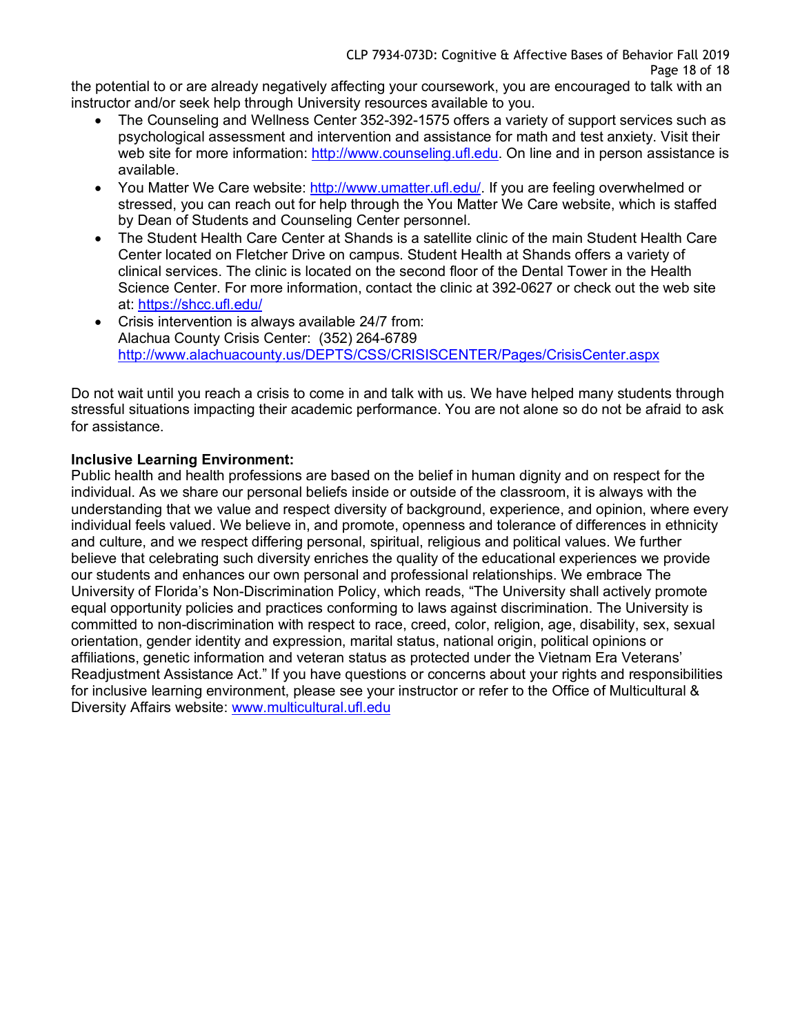the potential to or are already negatively affecting your coursework, you are encouraged to talk with an instructor and/or seek help through University resources available to you.

- The Counseling and Wellness Center 352-392-1575 offers a variety of support services such as psychological assessment and intervention and assistance for math and test anxiety. Visit their web site for more information: http://www.counseling.ufl.edu. On line and in person assistance is available.
- You Matter We Care website: http://www.umatter.ufl.edu/. If you are feeling overwhelmed or stressed, you can reach out for help through the You Matter We Care website, which is staffed by Dean of Students and Counseling Center personnel.
- The Student Health Care Center at Shands is a satellite clinic of the main Student Health Care Center located on Fletcher Drive on campus. Student Health at Shands offers a variety of clinical services. The clinic is located on the second floor of the Dental Tower in the Health Science Center. For more information, contact the clinic at 392-0627 or check out the web site at: https://shcc.ufl.edu/
- Crisis intervention is always available 24/7 from:
  Alachua County Crisis Center: (352) 264-6789
  http://www.alachuacounty.us/DEPTS/CSS/CRISISCENTER/Pages/CrisisCenter.aspx

Do not wait until you reach a crisis to come in and talk with us. We have helped many students through stressful situations impacting their academic performance. You are not alone so do not be afraid to ask for assistance.

**Inclusive Learning Environment:**
Public health and health professions are based on the belief in human dignity and on respect for the individual. As we share our personal beliefs inside or outside of the classroom, it is always with the understanding that we value and respect diversity of background, experience, and opinion, where every individual feels valued. We believe in, and promote, openness and tolerance of differences in ethnicity and culture, and we respect differing personal, spiritual, religious and political values. We further believe that celebrating such diversity enriches the quality of the educational experiences we provide our students and enhances our own personal and professional relationships. We embrace The University of Florida's Non-Discrimination Policy, which reads, "The University shall actively promote equal opportunity policies and practices conforming to laws against discrimination. The University is committed to non-discrimination with respect to race, creed, color, religion, age, disability, sex, sexual orientation, gender identity and expression, marital status, national origin, political opinions or affiliations, genetic information and veteran status as protected under the Vietnam Era Veterans' Readjustment Assistance Act." If you have questions or concerns about your rights and responsibilities for inclusive learning environment, please see your instructor or refer to the Office of Multicultural & Diversity Affairs website: www.multicultural.ufl.edu